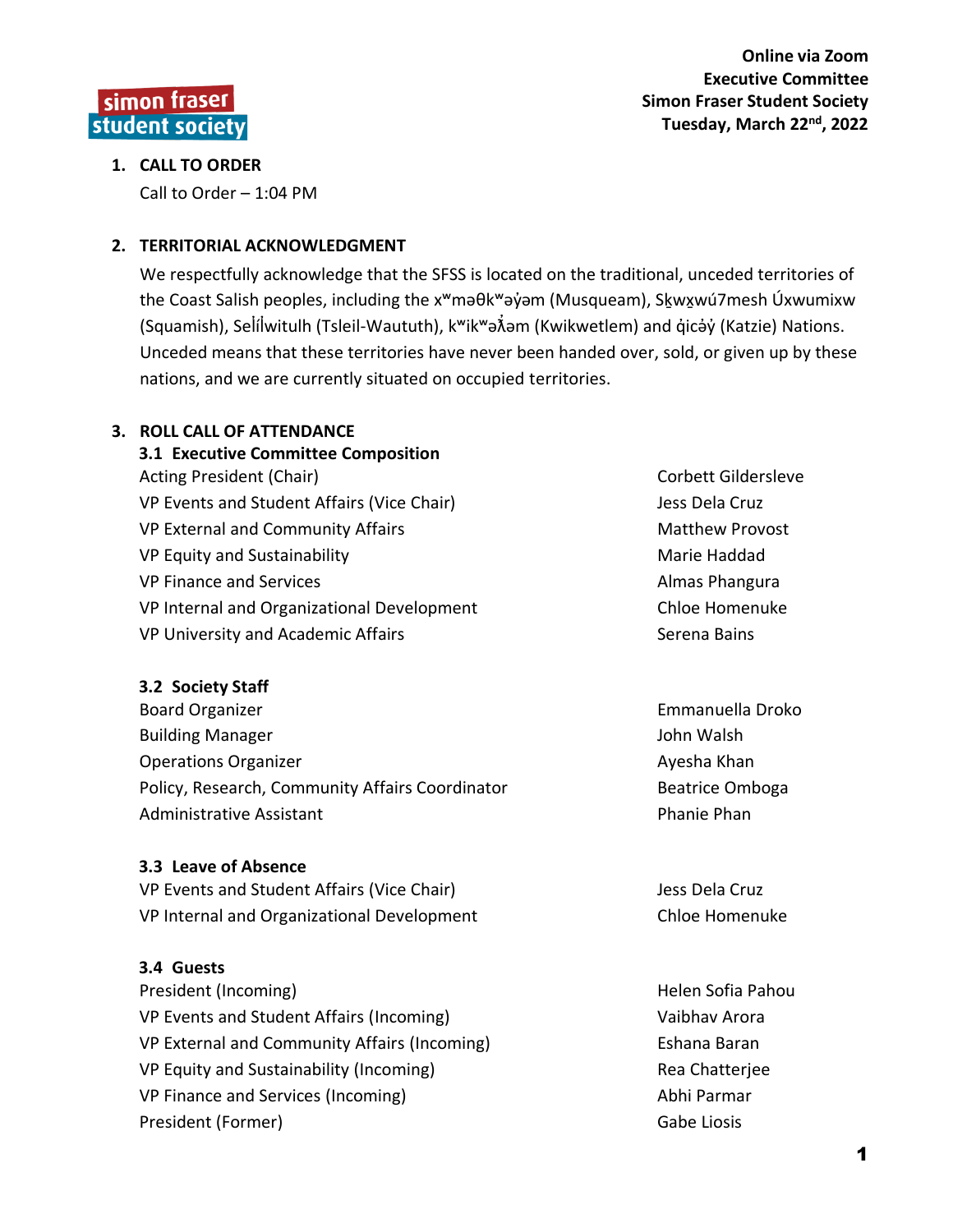**Online via Zoom**
**Executive Committee**
**Simon Fraser Student Society**
**Tuesday, March 22nd, 2022**

## 1. CALL TO ORDER

Call to Order – 1:04 PM

## 2. TERRITORIAL ACKNOWLEDGMENT

We respectfully acknowledge that the SFSS is located on the traditional, unceded territories of the Coast Salish peoples, including the xʷməθkʷəy̓əm (Musqueam), Sḵwx̱wú7mesh Úxwumixw (Squamish), Sel̓íl̓witulh (Tsleil-Waututh), kʷikʷəƛ̓əm (Kwikwetlem) and q̓icə̓y̓ (Katzie) Nations. Unceded means that these territories have never been handed over, sold, or given up by these nations, and we are currently situated on occupied territories.

## 3. ROLL CALL OF ATTENDANCE

### 3.1 Executive Committee Composition

| | |
|---|---|
| Acting President (Chair) | Corbett Gildersleve |
| VP Events and Student Affairs (Vice Chair) | Jess Dela Cruz |
| VP External and Community Affairs | Matthew Provost |
| VP Equity and Sustainability | Marie Haddad |
| VP Finance and Services | Almas Phangura |
| VP Internal and Organizational Development | Chloe Homenuke |
| VP University and Academic Affairs | Serena Bains |

### 3.2 Society Staff

| | |
|---|---|
| Board Organizer | Emmanuella Droko |
| Building Manager | John Walsh |
| Operations Organizer | Ayesha Khan |
| Policy, Research, Community Affairs Coordinator | Beatrice Omboga |
| Administrative Assistant | Phanie Phan |

### 3.3 Leave of Absence

| | |
|---|---|
| VP Events and Student Affairs (Vice Chair) | Jess Dela Cruz |
| VP Internal and Organizational Development | Chloe Homenuke |

### 3.4 Guests

| | |
|---|---|
| President (Incoming) | Helen Sofia Pahou |
| VP Events and Student Affairs (Incoming) | Vaibhav Arora |
| VP External and Community Affairs (Incoming) | Eshana Baran |
| VP Equity and Sustainability (Incoming) | Rea Chatterjee |
| VP Finance and Services (Incoming) | Abhi Parmar |
| President (Former) | Gabe Liosis |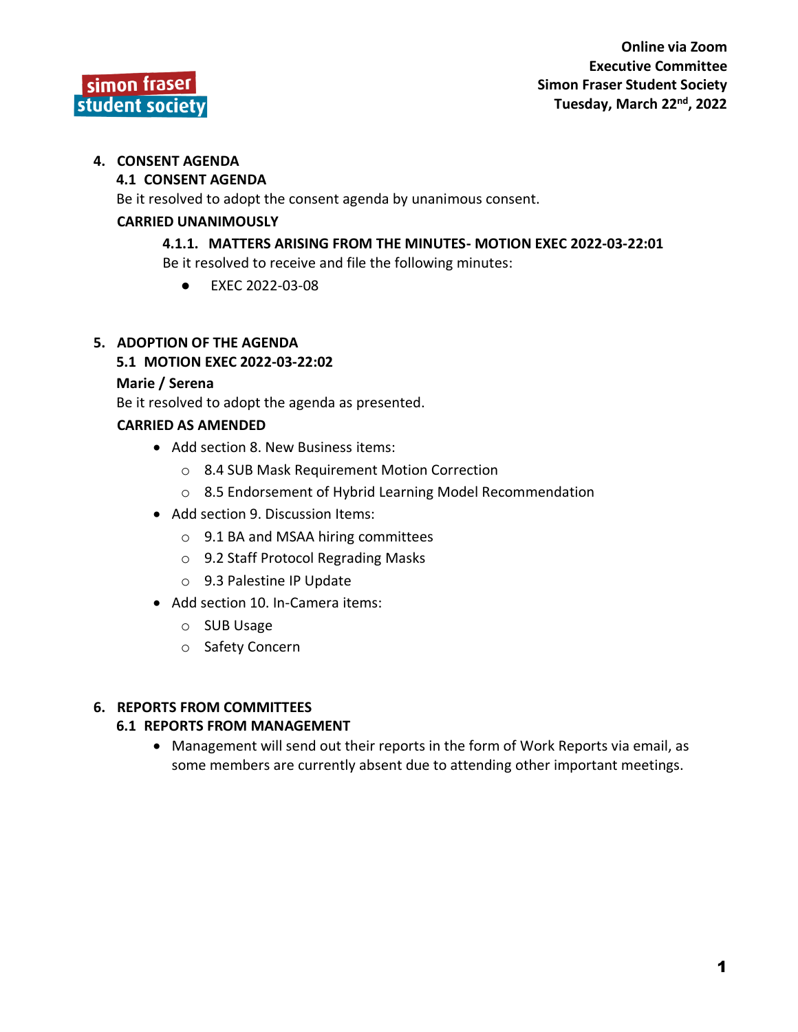## 4. CONSENT AGENDA

### 4.1 CONSENT AGENDA

Be it resolved to adopt the consent agenda by unanimous consent.

**CARRIED UNANIMOUSLY**

#### 4.1.1. MATTERS ARISING FROM THE MINUTES- MOTION EXEC 2022-03-22:01

Be it resolved to receive and file the following minutes:

- EXEC 2022-03-08

## 5. ADOPTION OF THE AGENDA

### 5.1 MOTION EXEC 2022-03-22:02

**Marie / Serena**

Be it resolved to adopt the agenda as presented.

**CARRIED AS AMENDED**

- Add section 8. New Business items:
  - 8.4 SUB Mask Requirement Motion Correction
  - 8.5 Endorsement of Hybrid Learning Model Recommendation
- Add section 9. Discussion Items:
  - 9.1 BA and MSAA hiring committees
  - 9.2 Staff Protocol Regrading Masks
  - 9.3 Palestine IP Update
- Add section 10. In-Camera items:
  - SUB Usage
  - Safety Concern

## 6. REPORTS FROM COMMITTEES

### 6.1 REPORTS FROM MANAGEMENT

- Management will send out their reports in the form of Work Reports via email, as some members are currently absent due to attending other important meetings.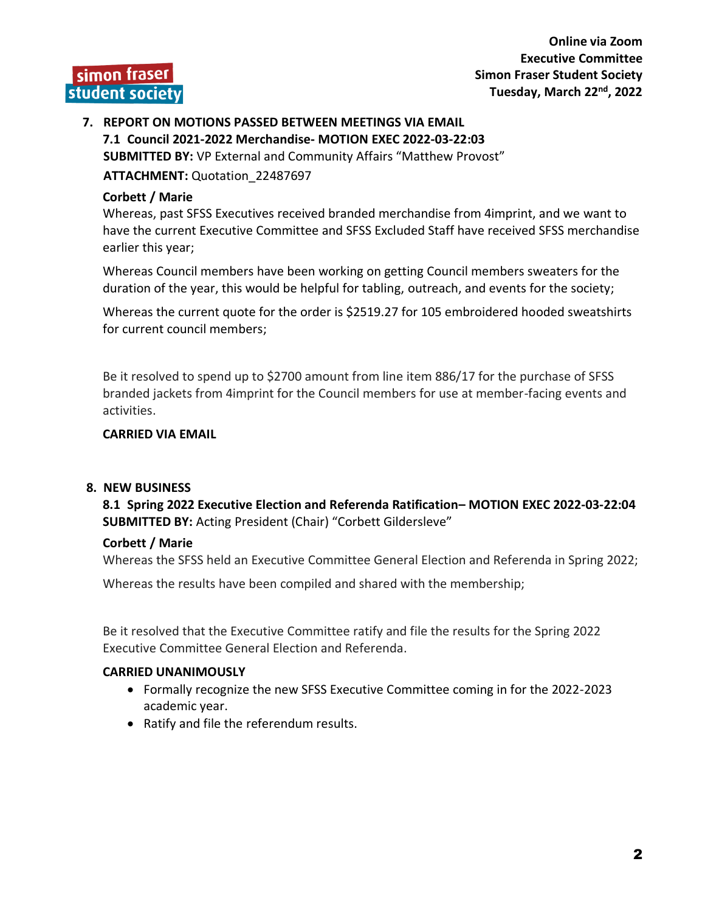## 7. REPORT ON MOTIONS PASSED BETWEEN MEETINGS VIA EMAIL

### 7.1 Council 2021-2022 Merchandise- MOTION EXEC 2022-03-22:03

**SUBMITTED BY:** VP External and Community Affairs "Matthew Provost"

**ATTACHMENT:** Quotation_22487697

**Corbett / Marie**

Whereas, past SFSS Executives received branded merchandise from 4imprint, and we want to have the current Executive Committee and SFSS Excluded Staff have received SFSS merchandise earlier this year;

Whereas Council members have been working on getting Council members sweaters for the duration of the year, this would be helpful for tabling, outreach, and events for the society;

Whereas the current quote for the order is $2519.27 for 105 embroidered hooded sweatshirts for current council members;

Be it resolved to spend up to $2700 amount from line item 886/17 for the purchase of SFSS branded jackets from 4imprint for the Council members for use at member-facing events and activities.

**CARRIED VIA EMAIL**

## 8. NEW BUSINESS

### 8.1 Spring 2022 Executive Election and Referenda Ratification– MOTION EXEC 2022-03-22:04

**SUBMITTED BY:** Acting President (Chair) "Corbett Gildersleve"

**Corbett / Marie**

Whereas the SFSS held an Executive Committee General Election and Referenda in Spring 2022;

Whereas the results have been compiled and shared with the membership;

Be it resolved that the Executive Committee ratify and file the results for the Spring 2022 Executive Committee General Election and Referenda.

**CARRIED UNANIMOUSLY**

- Formally recognize the new SFSS Executive Committee coming in for the 2022-2023 academic year.
- Ratify and file the referendum results.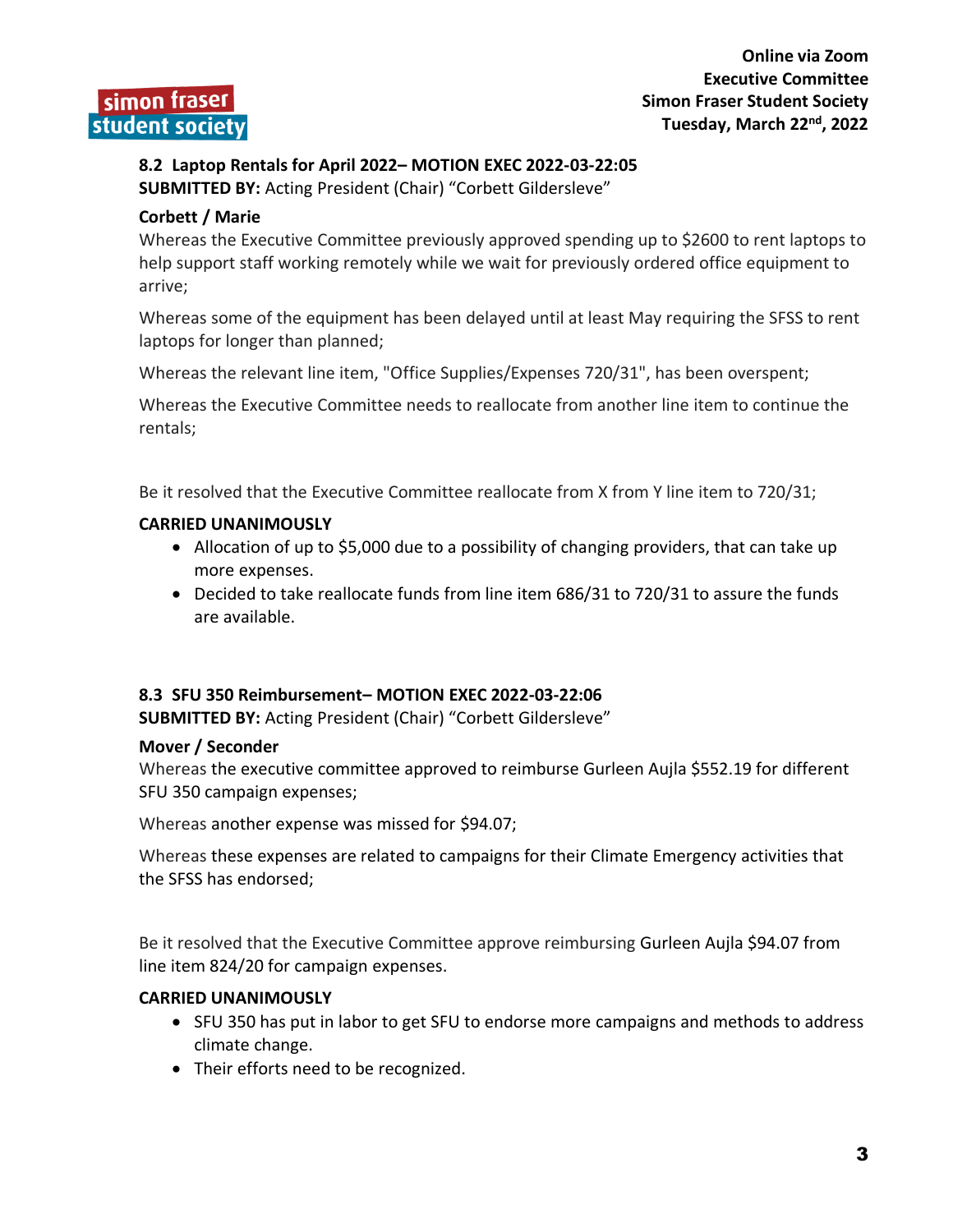### 8.2 Laptop Rentals for April 2022– MOTION EXEC 2022-03-22:05

**SUBMITTED BY:** Acting President (Chair) "Corbett Gildersleve"

**Corbett / Marie**

Whereas the Executive Committee previously approved spending up to $2600 to rent laptops to help support staff working remotely while we wait for previously ordered office equipment to arrive;

Whereas some of the equipment has been delayed until at least May requiring the SFSS to rent laptops for longer than planned;

Whereas the relevant line item, "Office Supplies/Expenses 720/31", has been overspent;

Whereas the Executive Committee needs to reallocate from another line item to continue the rentals;

Be it resolved that the Executive Committee reallocate from X from Y line item to 720/31;

**CARRIED UNANIMOUSLY**

- Allocation of up to $5,000 due to a possibility of changing providers, that can take up more expenses.
- Decided to take reallocate funds from line item 686/31 to 720/31 to assure the funds are available.

### 8.3 SFU 350 Reimbursement– MOTION EXEC 2022-03-22:06

**SUBMITTED BY:** Acting President (Chair) "Corbett Gildersleve"

**Mover / Seconder**

Whereas the executive committee approved to reimburse Gurleen Aujla $552.19 for different SFU 350 campaign expenses;

Whereas another expense was missed for $94.07;

Whereas these expenses are related to campaigns for their Climate Emergency activities that the SFSS has endorsed;

Be it resolved that the Executive Committee approve reimbursing Gurleen Aujla $94.07 from line item 824/20 for campaign expenses.

**CARRIED UNANIMOUSLY**

- SFU 350 has put in labor to get SFU to endorse more campaigns and methods to address climate change.
- Their efforts need to be recognized.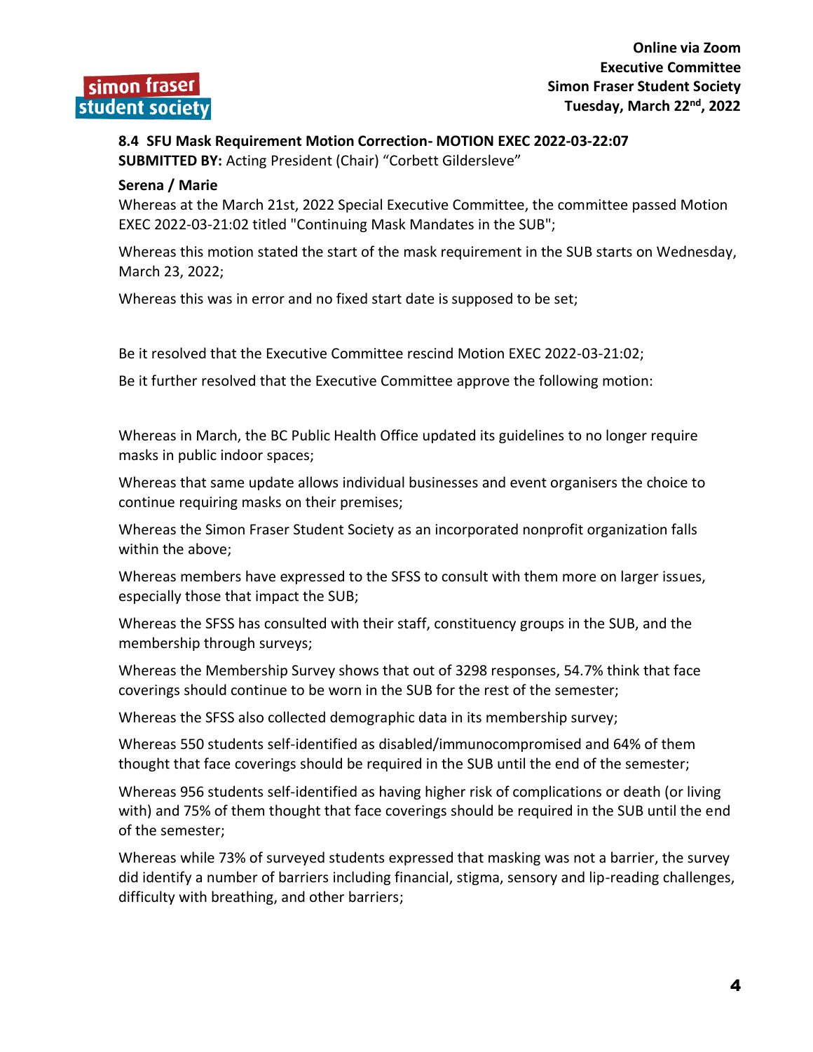**8.4 SFU Mask Requirement Motion Correction- MOTION EXEC 2022-03-22:07**
**SUBMITTED BY:** Acting President (Chair) "Corbett Gildersleve"

**Serena / Marie**

Whereas at the March 21st, 2022 Special Executive Committee, the committee passed Motion EXEC 2022-03-21:02 titled "Continuing Mask Mandates in the SUB";

Whereas this motion stated the start of the mask requirement in the SUB starts on Wednesday, March 23, 2022;

Whereas this was in error and no fixed start date is supposed to be set;

Be it resolved that the Executive Committee rescind Motion EXEC 2022-03-21:02;

Be it further resolved that the Executive Committee approve the following motion:

Whereas in March, the BC Public Health Office updated its guidelines to no longer require masks in public indoor spaces;

Whereas that same update allows individual businesses and event organisers the choice to continue requiring masks on their premises;

Whereas the Simon Fraser Student Society as an incorporated nonprofit organization falls within the above;

Whereas members have expressed to the SFSS to consult with them more on larger issues, especially those that impact the SUB;

Whereas the SFSS has consulted with their staff, constituency groups in the SUB, and the membership through surveys;

Whereas the Membership Survey shows that out of 3298 responses, 54.7% think that face coverings should continue to be worn in the SUB for the rest of the semester;

Whereas the SFSS also collected demographic data in its membership survey;

Whereas 550 students self-identified as disabled/immunocompromised and 64% of them thought that face coverings should be required in the SUB until the end of the semester;

Whereas 956 students self-identified as having higher risk of complications or death (or living with) and 75% of them thought that face coverings should be required in the SUB until the end of the semester;

Whereas while 73% of surveyed students expressed that masking was not a barrier, the survey did identify a number of barriers including financial, stigma, sensory and lip-reading challenges, difficulty with breathing, and other barriers;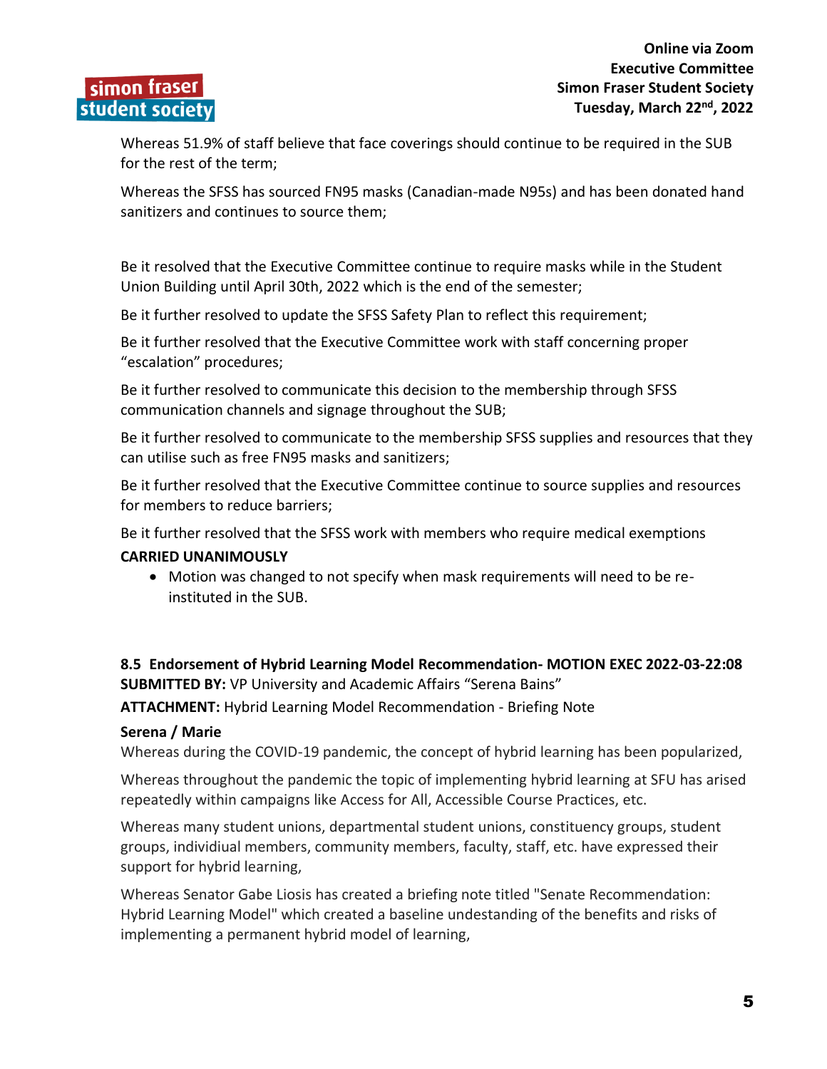Whereas 51.9% of staff believe that face coverings should continue to be required in the SUB for the rest of the term;

Whereas the SFSS has sourced FN95 masks (Canadian-made N95s) and has been donated hand sanitizers and continues to source them;

Be it resolved that the Executive Committee continue to require masks while in the Student Union Building until April 30th, 2022 which is the end of the semester;

Be it further resolved to update the SFSS Safety Plan to reflect this requirement;

Be it further resolved that the Executive Committee work with staff concerning proper "escalation" procedures;

Be it further resolved to communicate this decision to the membership through SFSS communication channels and signage throughout the SUB;

Be it further resolved to communicate to the membership SFSS supplies and resources that they can utilise such as free FN95 masks and sanitizers;

Be it further resolved that the Executive Committee continue to source supplies and resources for members to reduce barriers;

Be it further resolved that the SFSS work with members who require medical exemptions

**CARRIED UNANIMOUSLY**

- Motion was changed to not specify when mask requirements will need to be re-instituted in the SUB.

**8.5 Endorsement of Hybrid Learning Model Recommendation- MOTION EXEC 2022-03-22:08**

**SUBMITTED BY:** VP University and Academic Affairs "Serena Bains"

**ATTACHMENT:** Hybrid Learning Model Recommendation - Briefing Note

**Serena / Marie**

Whereas during the COVID-19 pandemic, the concept of hybrid learning has been popularized,

Whereas throughout the pandemic the topic of implementing hybrid learning at SFU has arised repeatedly within campaigns like Access for All, Accessible Course Practices, etc.

Whereas many student unions, departmental student unions, constituency groups, student groups, individiual members, community members, faculty, staff, etc. have expressed their support for hybrid learning,

Whereas Senator Gabe Liosis has created a briefing note titled "Senate Recommendation: Hybrid Learning Model" which created a baseline undestanding of the benefits and risks of implementing a permanent hybrid model of learning,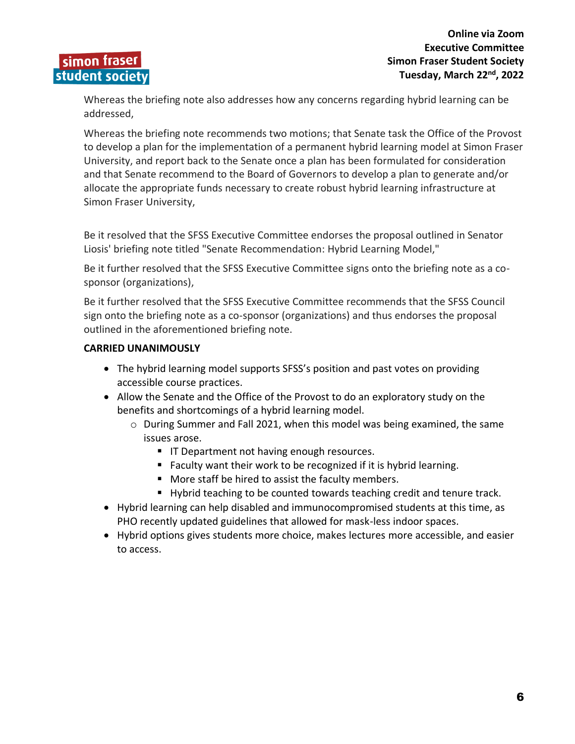Whereas the briefing note also addresses how any concerns regarding hybrid learning can be addressed,

Whereas the briefing note recommends two motions; that Senate task the Office of the Provost to develop a plan for the implementation of a permanent hybrid learning model at Simon Fraser University, and report back to the Senate once a plan has been formulated for consideration and that Senate recommend to the Board of Governors to develop a plan to generate and/or allocate the appropriate funds necessary to create robust hybrid learning infrastructure at Simon Fraser University,

Be it resolved that the SFSS Executive Committee endorses the proposal outlined in Senator Liosis' briefing note titled "Senate Recommendation: Hybrid Learning Model,"

Be it further resolved that the SFSS Executive Committee signs onto the briefing note as a co-sponsor (organizations),

Be it further resolved that the SFSS Executive Committee recommends that the SFSS Council sign onto the briefing note as a co-sponsor (organizations) and thus endorses the proposal outlined in the aforementioned briefing note.

**CARRIED UNANIMOUSLY**

- The hybrid learning model supports SFSS's position and past votes on providing accessible course practices.
- Allow the Senate and the Office of the Provost to do an exploratory study on the benefits and shortcomings of a hybrid learning model.
  - During Summer and Fall 2021, when this model was being examined, the same issues arose.
    - IT Department not having enough resources.
    - Faculty want their work to be recognized if it is hybrid learning.
    - More staff be hired to assist the faculty members.
    - Hybrid teaching to be counted towards teaching credit and tenure track.
- Hybrid learning can help disabled and immunocompromised students at this time, as PHO recently updated guidelines that allowed for mask-less indoor spaces.
- Hybrid options gives students more choice, makes lectures more accessible, and easier to access.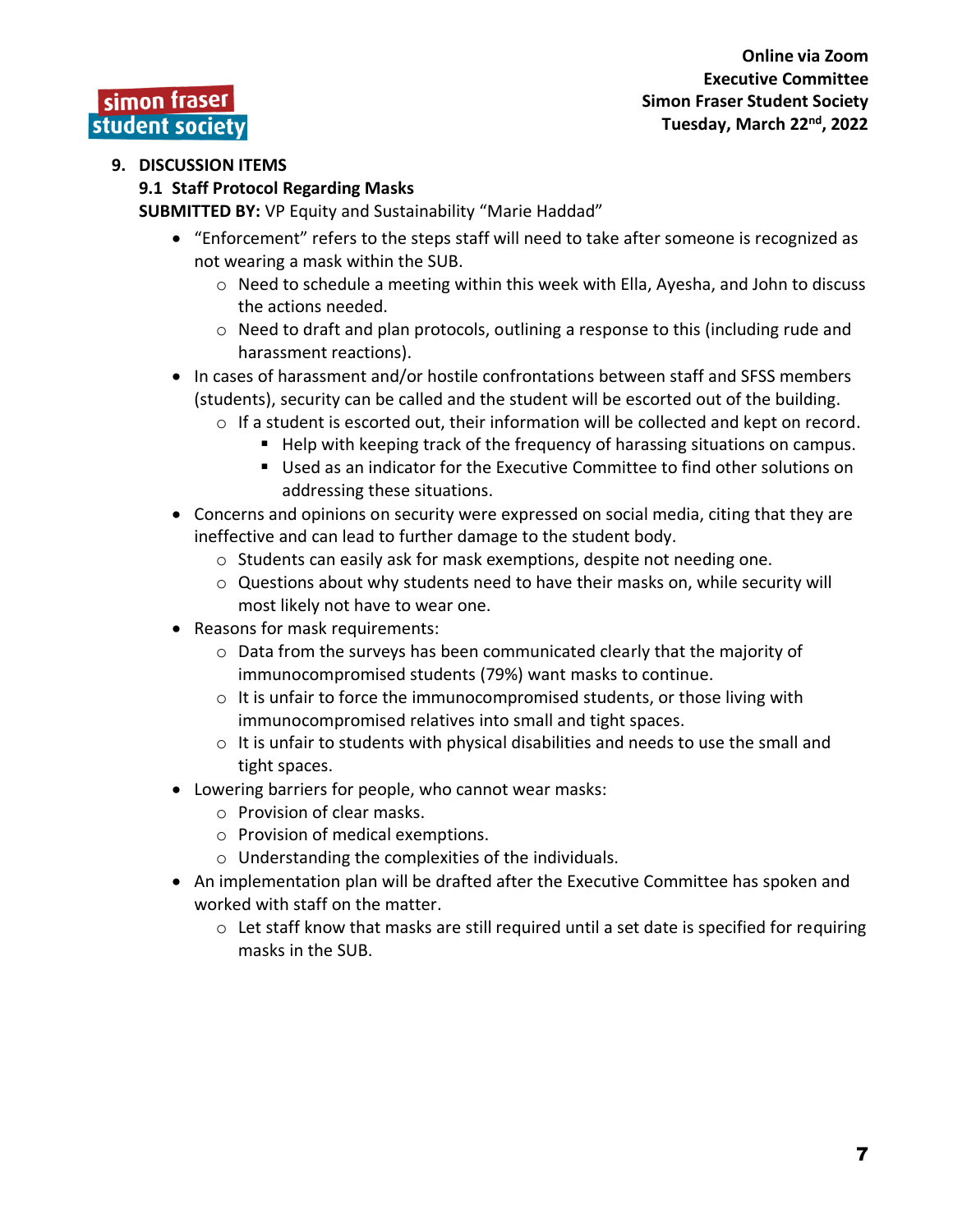## 9. DISCUSSION ITEMS

### 9.1 Staff Protocol Regarding Masks

**SUBMITTED BY:** VP Equity and Sustainability "Marie Haddad"

- "Enforcement" refers to the steps staff will need to take after someone is recognized as not wearing a mask within the SUB.
  - Need to schedule a meeting within this week with Ella, Ayesha, and John to discuss the actions needed.
  - Need to draft and plan protocols, outlining a response to this (including rude and harassment reactions).
- In cases of harassment and/or hostile confrontations between staff and SFSS members (students), security can be called and the student will be escorted out of the building.
  - If a student is escorted out, their information will be collected and kept on record.
    - Help with keeping track of the frequency of harassing situations on campus.
    - Used as an indicator for the Executive Committee to find other solutions on addressing these situations.
- Concerns and opinions on security were expressed on social media, citing that they are ineffective and can lead to further damage to the student body.
  - Students can easily ask for mask exemptions, despite not needing one.
  - Questions about why students need to have their masks on, while security will most likely not have to wear one.
- Reasons for mask requirements:
  - Data from the surveys has been communicated clearly that the majority of immunocompromised students (79%) want masks to continue.
  - It is unfair to force the immunocompromised students, or those living with immunocompromised relatives into small and tight spaces.
  - It is unfair to students with physical disabilities and needs to use the small and tight spaces.
- Lowering barriers for people, who cannot wear masks:
  - Provision of clear masks.
  - Provision of medical exemptions.
  - Understanding the complexities of the individuals.
- An implementation plan will be drafted after the Executive Committee has spoken and worked with staff on the matter.
  - Let staff know that masks are still required until a set date is specified for requiring masks in the SUB.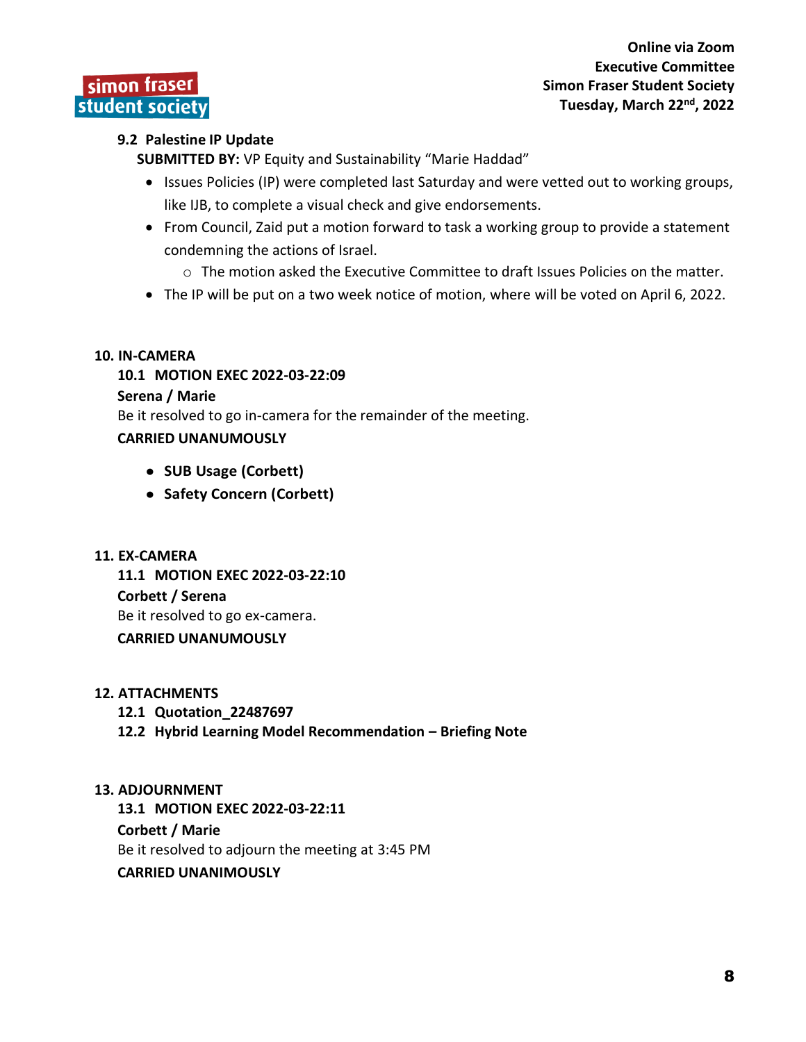### 9.2 Palestine IP Update

**SUBMITTED BY:** VP Equity and Sustainability "Marie Haddad"

- Issues Policies (IP) were completed last Saturday and were vetted out to working groups, like IJB, to complete a visual check and give endorsements.
- From Council, Zaid put a motion forward to task a working group to provide a statement condemning the actions of Israel.
  - The motion asked the Executive Committee to draft Issues Policies on the matter.
- The IP will be put on a two week notice of motion, where will be voted on April 6, 2022.

## 10. IN-CAMERA

### 10.1 MOTION EXEC 2022-03-22:09

**Serena / Marie**

Be it resolved to go in-camera for the remainder of the meeting.

**CARRIED UNANUMOUSLY**

- **SUB Usage (Corbett)**
- **Safety Concern (Corbett)**

## 11. EX-CAMERA

### 11.1 MOTION EXEC 2022-03-22:10

**Corbett / Serena**

Be it resolved to go ex-camera.

**CARRIED UNANUMOUSLY**

## 12. ATTACHMENTS

### 12.1 Quotation_22487697

### 12.2 Hybrid Learning Model Recommendation – Briefing Note

## 13. ADJOURNMENT

### 13.1 MOTION EXEC 2022-03-22:11

**Corbett / Marie**

Be it resolved to adjourn the meeting at 3:45 PM

**CARRIED UNANIMOUSLY**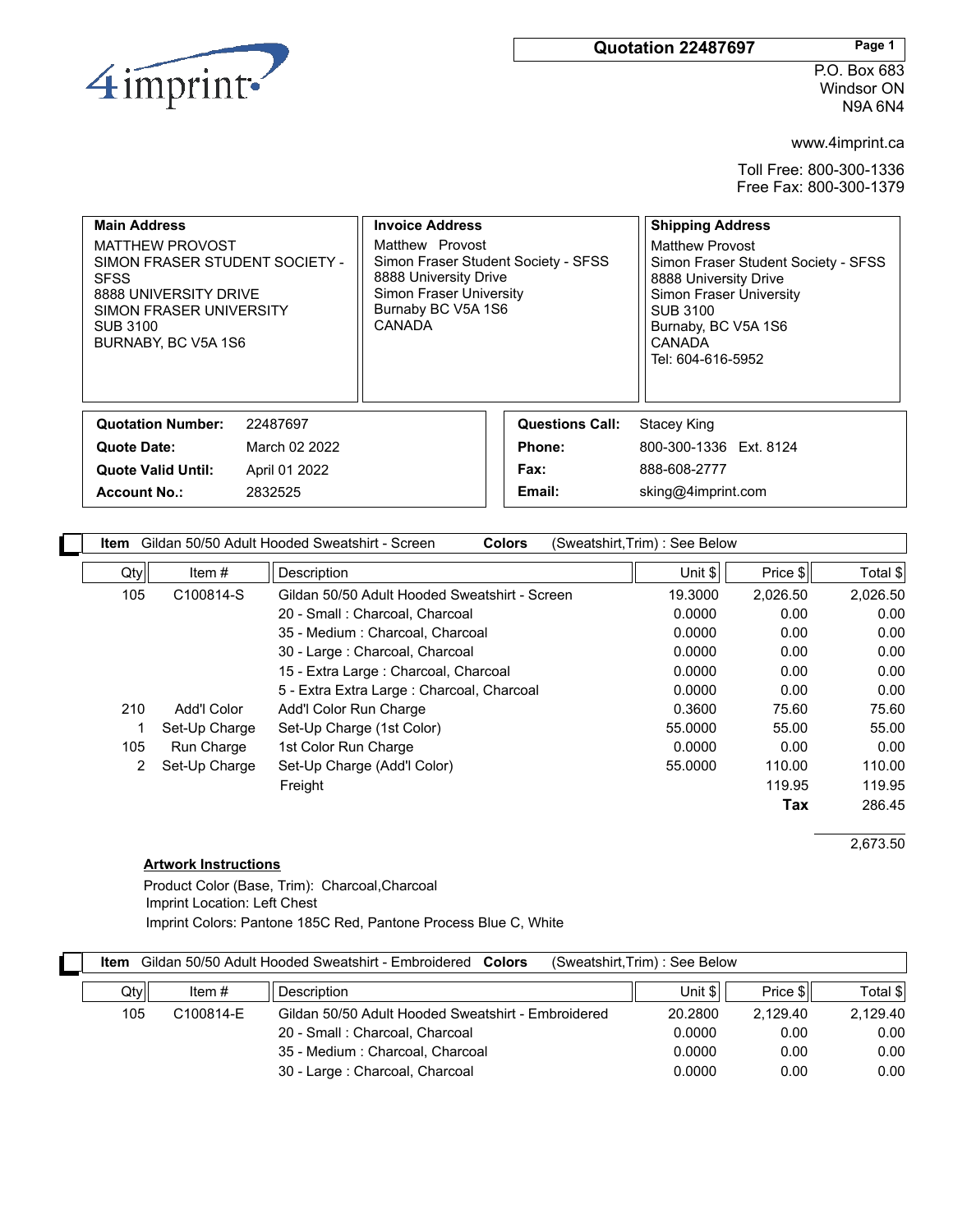4imprint

**Quotation 22487697**

P.O. Box 683
Windsor ON
N9A 6N4

www.4imprint.ca

Toll Free: 800-300-1336
Free Fax: 800-300-1379

| Main Address | Invoice Address | Shipping Address |
|---|---|---|
| MATTHEW PROVOST<br>SIMON FRASER STUDENT SOCIETY - SFSS<br>8888 UNIVERSITY DRIVE<br>SIMON FRASER UNIVERSITY<br>SUB 3100<br>BURNABY, BC V5A 1S6 | Matthew Provost<br>Simon Fraser Student Society - SFSS<br>8888 University Drive<br>Simon Fraser University<br>Burnaby BC V5A 1S6<br>CANADA | Matthew Provost<br>Simon Fraser Student Society - SFSS<br>8888 University Drive<br>Simon Fraser University<br>SUB 3100<br>Burnaby, BC V5A 1S6<br>CANADA<br>Tel: 604-616-5952 |

| | | | |
|---|---|---|---|
| **Quotation Number:** | 22487697 | **Questions Call:** | Stacey King |
| **Quote Date:** | March 02 2022 | **Phone:** | 800-300-1336 Ext. 8124 |
| **Quote Valid Until:** | April 01 2022 | **Fax:** | 888-608-2777 |
| **Account No.:** | 2832525 | **Email:** | sking@4imprint.com |

**Item** Gildan 50/50 Adult Hooded Sweatshirt - Screen **Colors** (Sweatshirt,Trim) : See Below

| Qty | Item # | Description | Unit $ | Price $ | Total $ |
|---|---|---|---|---|---|
| 105 | C100814-S | Gildan 50/50 Adult Hooded Sweatshirt - Screen | 19.3000 | 2,026.50 | 2,026.50 |
| | | 20 - Small : Charcoal, Charcoal | 0.0000 | 0.00 | 0.00 |
| | | 35 - Medium : Charcoal, Charcoal | 0.0000 | 0.00 | 0.00 |
| | | 30 - Large : Charcoal, Charcoal | 0.0000 | 0.00 | 0.00 |
| | | 15 - Extra Large : Charcoal, Charcoal | 0.0000 | 0.00 | 0.00 |
| | | 5 - Extra Extra Large : Charcoal, Charcoal | 0.0000 | 0.00 | 0.00 |
| 210 | Add'l Color | Add'l Color Run Charge | 0.3600 | 75.60 | 75.60 |
| 1 | Set-Up Charge | Set-Up Charge (1st Color) | 55.0000 | 55.00 | 55.00 |
| 105 | Run Charge | 1st Color Run Charge | 0.0000 | 0.00 | 0.00 |
| 2 | Set-Up Charge | Set-Up Charge (Add'l Color) | 55.0000 | 110.00 | 110.00 |
| | | Freight | | 119.95 | 119.95 |
| | | | | **Tax** | 286.45 |
| | | | | | 2,673.50 |

**Artwork Instructions**

Product Color (Base, Trim): Charcoal,Charcoal
Imprint Location: Left Chest
Imprint Colors: Pantone 185C Red, Pantone Process Blue C, White

**Item** Gildan 50/50 Adult Hooded Sweatshirt - Embroidered **Colors** (Sweatshirt,Trim) : See Below

| Qty | Item # | Description | Unit $ | Price $ | Total $ |
|---|---|---|---|---|---|
| 105 | C100814-E | Gildan 50/50 Adult Hooded Sweatshirt - Embroidered | 20.2800 | 2,129.40 | 2,129.40 |
| | | 20 - Small : Charcoal, Charcoal | 0.0000 | 0.00 | 0.00 |
| | | 35 - Medium : Charcoal, Charcoal | 0.0000 | 0.00 | 0.00 |
| | | 30 - Large : Charcoal, Charcoal | 0.0000 | 0.00 | 0.00 |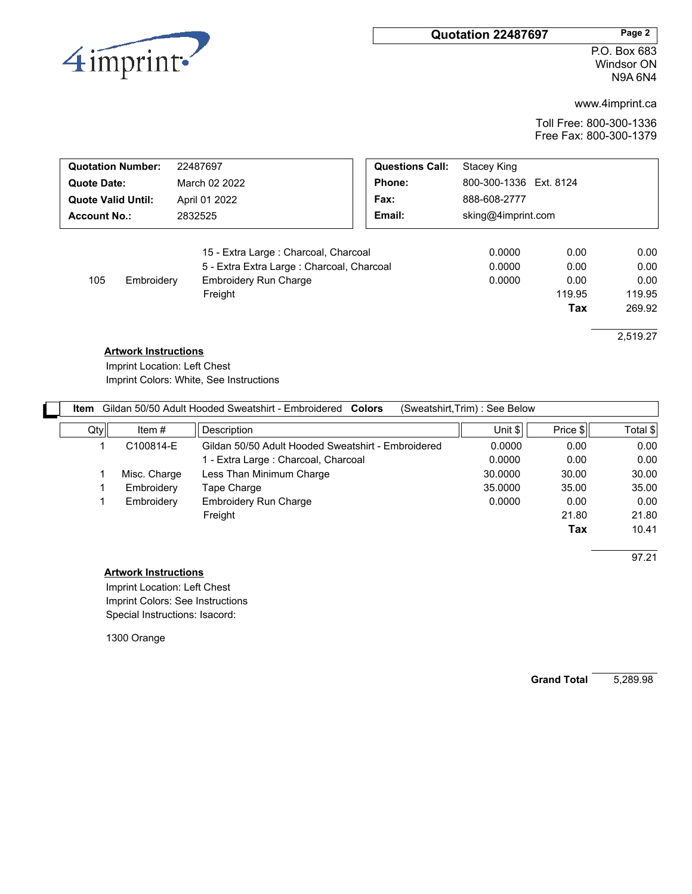4imprint

**Quotation 22487697**

P.O. Box 683
Windsor ON
N9A 6N4

www.4imprint.ca

Toll Free: 800-300-1336
Free Fax: 800-300-1379

| | | | |
|---|---|---|---|
| **Quotation Number:** | 22487697 | **Questions Call:** | Stacey King |
| **Quote Date:** | March 02 2022 | **Phone:** | 800-300-1336 Ext. 8124 |
| **Quote Valid Until:** | April 01 2022 | **Fax:** | 888-608-2777 |
| **Account No.:** | 2832525 | **Email:** | sking@4imprint.com |

| Qty | Item # | Description | Unit $ | Price $ | Total $ |
|---|---|---|---|---|---|
| | | 15 - Extra Large : Charcoal, Charcoal | 0.0000 | 0.00 | 0.00 |
| | | 5 - Extra Extra Large : Charcoal, Charcoal | 0.0000 | 0.00 | 0.00 |
| 105 | Embroidery | Embroidery Run Charge | 0.0000 | 0.00 | 0.00 |
| | | Freight | | 119.95 | 119.95 |
| | | | | **Tax** | 269.92 |
| | | | | | 2,519.27 |

**Artwork Instructions**

Imprint Location: Left Chest
Imprint Colors: White, See Instructions

**Item** Gildan 50/50 Adult Hooded Sweatshirt - Embroidered **Colors** (Sweatshirt,Trim) : See Below

| Qty | Item # | Description | Unit $ | Price $ | Total $ |
|---|---|---|---|---|---|
| 1 | C100814-E | Gildan 50/50 Adult Hooded Sweatshirt - Embroidered | 0.0000 | 0.00 | 0.00 |
| | | 1 - Extra Large : Charcoal, Charcoal | 0.0000 | 0.00 | 0.00 |
| 1 | Misc. Charge | Less Than Minimum Charge | 30.0000 | 30.00 | 30.00 |
| 1 | Embroidery | Tape Charge | 35.0000 | 35.00 | 35.00 |
| 1 | Embroidery | Embroidery Run Charge | 0.0000 | 0.00 | 0.00 |
| | | Freight | | 21.80 | 21.80 |
| | | | | **Tax** | 10.41 |
| | | | | | 97.21 |

**Artwork Instructions**

Imprint Location: Left Chest
Imprint Colors: See Instructions
Special Instructions: Isacord:

1300 Orange

**Grand Total** 5,289.98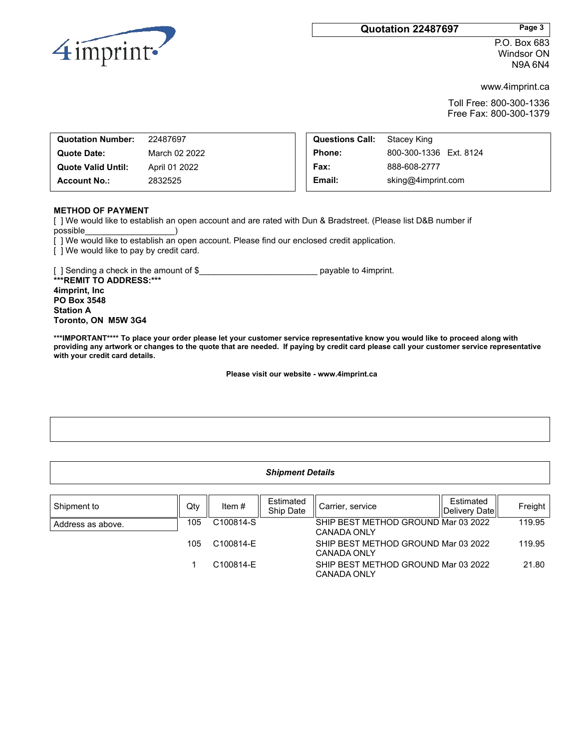4imprint

**Quotation 22487697**

P.O. Box 683
Windsor ON
N9A 6N4

www.4imprint.ca

Toll Free: 800-300-1336
Free Fax: 800-300-1379

| | |
|---|---|
| **Quotation Number:** | 22487697 |
| **Quote Date:** | March 02 2022 |
| **Quote Valid Until:** | April 01 2022 |
| **Account No.:** | 2832525 |

| | |
|---|---|
| **Questions Call:** | Stacey King |
| **Phone:** | 800-300-1336 Ext. 8124 |
| **Fax:** | 888-608-2777 |
| **Email:** | sking@4imprint.com |

**METHOD OF PAYMENT**

[ ] We would like to establish an open account and are rated with Dun & Bradstreet. (Please list D&B number if possible___________________)
[ ] We would like to establish an open account. Please find our enclosed credit application.
[ ] We would like to pay by credit card.

[ ] Sending a check in the amount of $________________________ payable to 4imprint.
**\*\*\*REMIT TO ADDRESS:\*\*\***
**4imprint, Inc**
**PO Box 3548**
**Station A**
**Toronto, ON M5W 3G4**

**\*\*\*IMPORTANT\*\*\*\* To place your order please let your customer service representative know you would like to proceed along with providing any artwork or changes to the quote that are needed. If paying by credit card please call your customer service representative with your credit card details.**

**Please visit our website - www.4imprint.ca**

***Shipment Details***

| Shipment to | Qty | Item # | Estimated Ship Date | Carrier, service | Estimated Delivery Date | Freight |
|---|---|---|---|---|---|---|
| Address as above. | 105 | C100814-S | | SHIP BEST METHOD GROUND CANADA ONLY | Mar 03 2022 | 119.95 |
| | 105 | C100814-E | | SHIP BEST METHOD GROUND CANADA ONLY | Mar 03 2022 | 119.95 |
| | 1 | C100814-E | | SHIP BEST METHOD GROUND CANADA ONLY | Mar 03 2022 | 21.80 |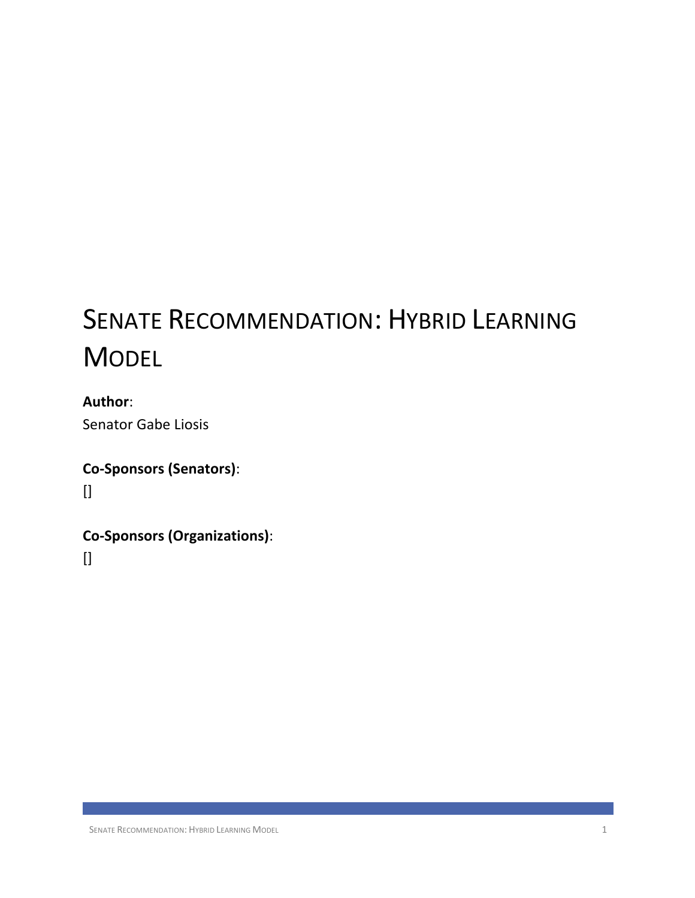# Senate Recommendation: Hybrid Learning Model

**Author**:
Senator Gabe Liosis

**Co-Sponsors (Senators)**:
[]

**Co-Sponsors (Organizations)**:
[]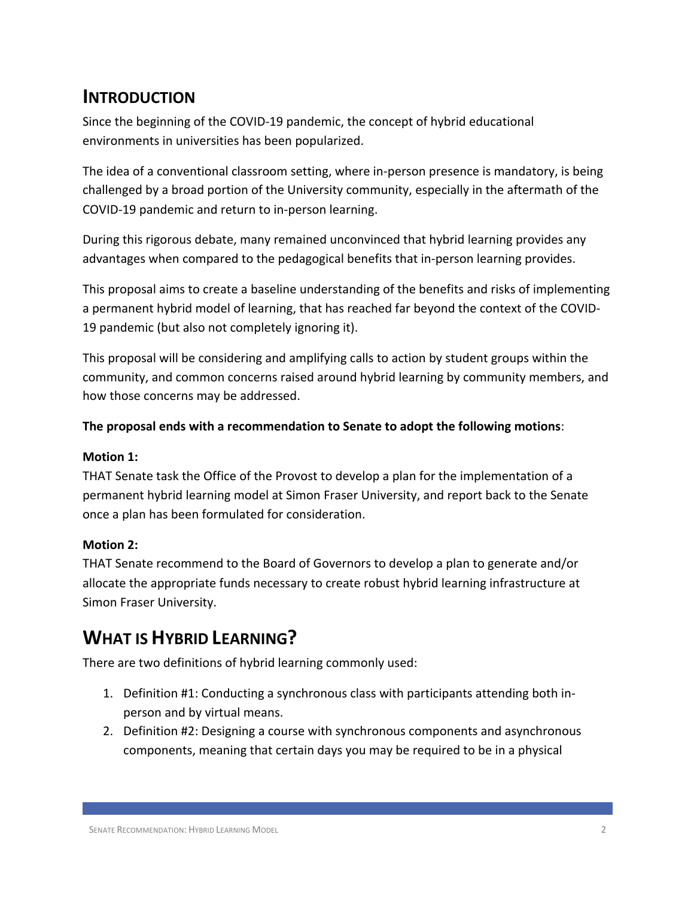## Introduction

Since the beginning of the COVID-19 pandemic, the concept of hybrid educational environments in universities has been popularized.

The idea of a conventional classroom setting, where in-person presence is mandatory, is being challenged by a broad portion of the University community, especially in the aftermath of the COVID-19 pandemic and return to in-person learning.

During this rigorous debate, many remained unconvinced that hybrid learning provides any advantages when compared to the pedagogical benefits that in-person learning provides.

This proposal aims to create a baseline understanding of the benefits and risks of implementing a permanent hybrid model of learning, that has reached far beyond the context of the COVID-19 pandemic (but also not completely ignoring it).

This proposal will be considering and amplifying calls to action by student groups within the community, and common concerns raised around hybrid learning by community members, and how those concerns may be addressed.

**The proposal ends with a recommendation to Senate to adopt the following motions**:

**Motion 1:**
THAT Senate task the Office of the Provost to develop a plan for the implementation of a permanent hybrid learning model at Simon Fraser University, and report back to the Senate once a plan has been formulated for consideration.

**Motion 2:**
THAT Senate recommend to the Board of Governors to develop a plan to generate and/or allocate the appropriate funds necessary to create robust hybrid learning infrastructure at Simon Fraser University.

## What is Hybrid Learning?

There are two definitions of hybrid learning commonly used:

1. Definition #1: Conducting a synchronous class with participants attending both in-person and by virtual means.
2. Definition #2: Designing a course with synchronous components and asynchronous components, meaning that certain days you may be required to be in a physical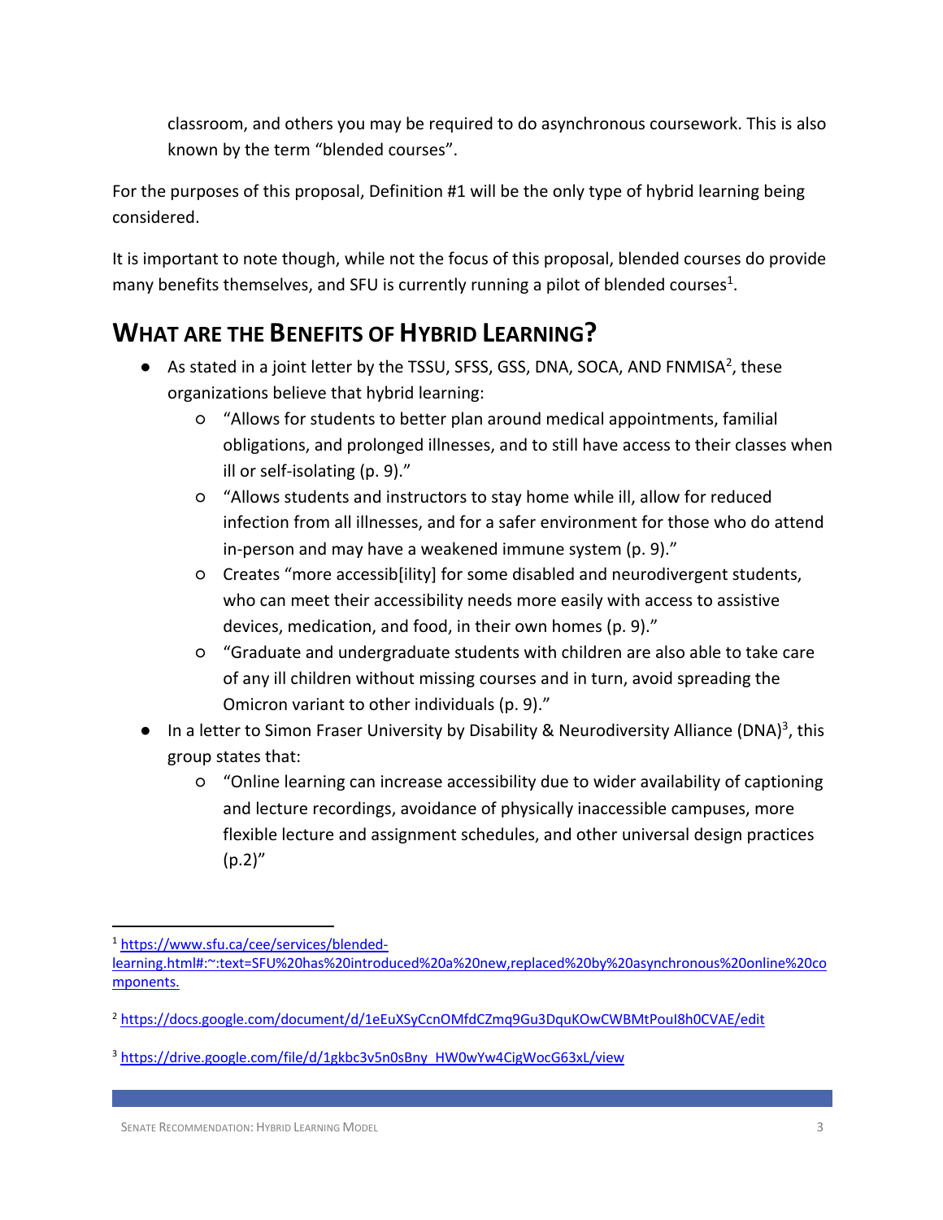classroom, and others you may be required to do asynchronous coursework. This is also known by the term "blended courses".

For the purposes of this proposal, Definition #1 will be the only type of hybrid learning being considered.

It is important to note though, while not the focus of this proposal, blended courses do provide many benefits themselves, and SFU is currently running a pilot of blended courses[1].

## WHAT ARE THE BENEFITS OF HYBRID LEARNING?

- As stated in a joint letter by the TSSU, SFSS, GSS, DNA, SOCA, AND FNMISA[2], these organizations believe that hybrid learning:
  - "Allows for students to better plan around medical appointments, familial obligations, and prolonged illnesses, and to still have access to their classes when ill or self-isolating (p. 9)."
  - "Allows students and instructors to stay home while ill, allow for reduced infection from all illnesses, and for a safer environment for those who do attend in-person and may have a weakened immune system (p. 9)."
  - Creates "more accessib[ility] for some disabled and neurodivergent students, who can meet their accessibility needs more easily with access to assistive devices, medication, and food, in their own homes (p. 9)."
  - "Graduate and undergraduate students with children are also able to take care of any ill children without missing courses and in turn, avoid spreading the Omicron variant to other individuals (p. 9)."
- In a letter to Simon Fraser University by Disability & Neurodiversity Alliance (DNA)[3], this group states that:
  - "Online learning can increase accessibility due to wider availability of captioning and lecture recordings, avoidance of physically inaccessible campuses, more flexible lecture and assignment schedules, and other universal design practices (p.2)"

---

[1] https://www.sfu.ca/cee/services/blended-learning.html#:~:text=SFU%20has%20introduced%20a%20new,replaced%20by%20asynchronous%20online%20components.

[2] https://docs.google.com/document/d/1eEuXSyCcnOMfdCZmq9Gu3DquKOwCWBMtPouI8h0CVAE/edit

[3] https://drive.google.com/file/d/1gkbc3v5n0sBny_HW0wYw4CigWocG63xL/view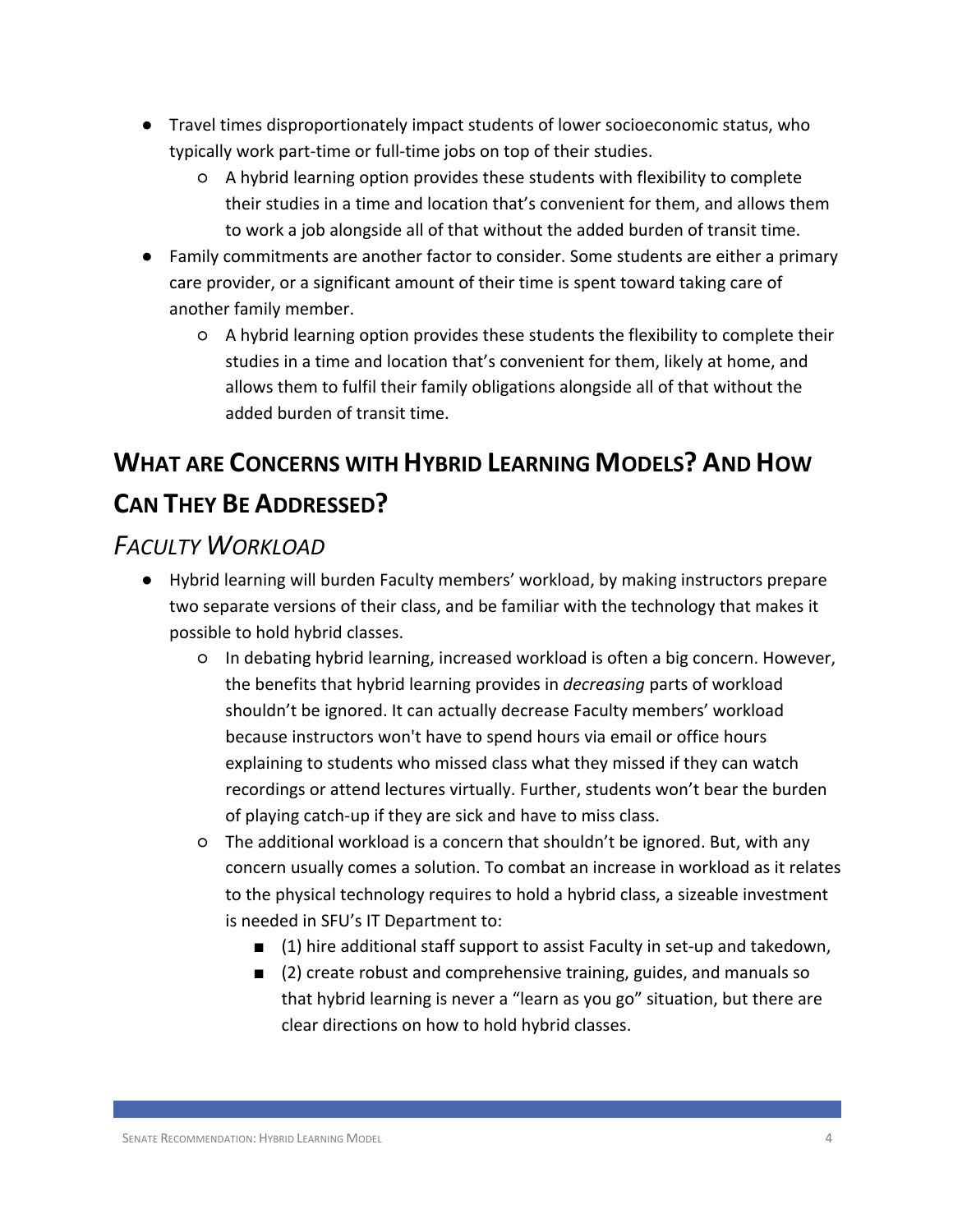- Travel times disproportionately impact students of lower socioeconomic status, who typically work part-time or full-time jobs on top of their studies.
    - A hybrid learning option provides these students with flexibility to complete their studies in a time and location that's convenient for them, and allows them to work a job alongside all of that without the added burden of transit time.
- Family commitments are another factor to consider. Some students are either a primary care provider, or a significant amount of their time is spent toward taking care of another family member.
    - A hybrid learning option provides these students the flexibility to complete their studies in a time and location that's convenient for them, likely at home, and allows them to fulfil their family obligations alongside all of that without the added burden of transit time.

## What are Concerns with Hybrid Learning Models? And How Can They Be Addressed?

### *Faculty Workload*

- Hybrid learning will burden Faculty members' workload, by making instructors prepare two separate versions of their class, and be familiar with the technology that makes it possible to hold hybrid classes.
    - In debating hybrid learning, increased workload is often a big concern. However, the benefits that hybrid learning provides in *decreasing* parts of workload shouldn't be ignored. It can actually decrease Faculty members' workload because instructors won't have to spend hours via email or office hours explaining to students who missed class what they missed if they can watch recordings or attend lectures virtually. Further, students won't bear the burden of playing catch-up if they are sick and have to miss class.
    - The additional workload is a concern that shouldn't be ignored. But, with any concern usually comes a solution. To combat an increase in workload as it relates to the physical technology requires to hold a hybrid class, a sizeable investment is needed in SFU's IT Department to:
        - (1) hire additional staff support to assist Faculty in set-up and takedown,
        - (2) create robust and comprehensive training, guides, and manuals so that hybrid learning is never a "learn as you go" situation, but there are clear directions on how to hold hybrid classes.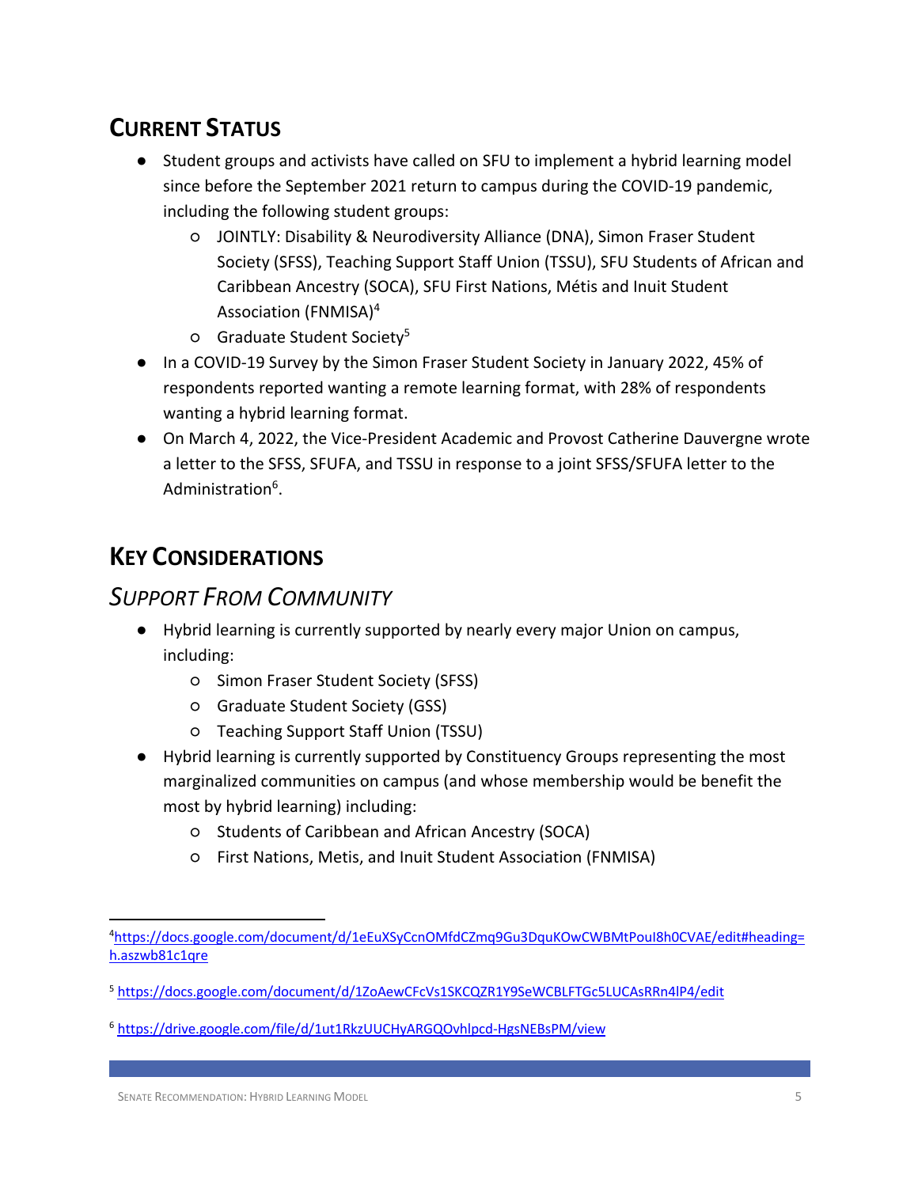## Current Status

- Student groups and activists have called on SFU to implement a hybrid learning model since before the September 2021 return to campus during the COVID-19 pandemic, including the following student groups:
  - JOINTLY: Disability & Neurodiversity Alliance (DNA), Simon Fraser Student Society (SFSS), Teaching Support Staff Union (TSSU), SFU Students of African and Caribbean Ancestry (SOCA), SFU First Nations, Métis and Inuit Student Association (FNMISA)[4]
  - Graduate Student Society[5]
- In a COVID-19 Survey by the Simon Fraser Student Society in January 2022, 45% of respondents reported wanting a remote learning format, with 28% of respondents wanting a hybrid learning format.
- On March 4, 2022, the Vice-President Academic and Provost Catherine Dauvergne wrote a letter to the SFSS, SFUFA, and TSSU in response to a joint SFSS/SFUFA letter to the Administration[6].

## Key Considerations

### *Support From Community*

- Hybrid learning is currently supported by nearly every major Union on campus, including:
  - Simon Fraser Student Society (SFSS)
  - Graduate Student Society (GSS)
  - Teaching Support Staff Union (TSSU)
- Hybrid learning is currently supported by Constituency Groups representing the most marginalized communities on campus (and whose membership would be benefit the most by hybrid learning) including:
  - Students of Caribbean and African Ancestry (SOCA)
  - First Nations, Metis, and Inuit Student Association (FNMISA)

---

[4] https://docs.google.com/document/d/1eEuXSyCcnOMfdCZmq9Gu3DquKOwCWBMtPouI8h0CVAE/edit#heading=h.aszwb81c1qre

[5] https://docs.google.com/document/d/1ZoAewCFcVs1SKCQZR1Y9SeWCBLFTGc5LUCAsRRn4lP4/edit

[6] https://drive.google.com/file/d/1ut1RkzUUCHyARGQOvhlpcd-HgsNEBsPM/view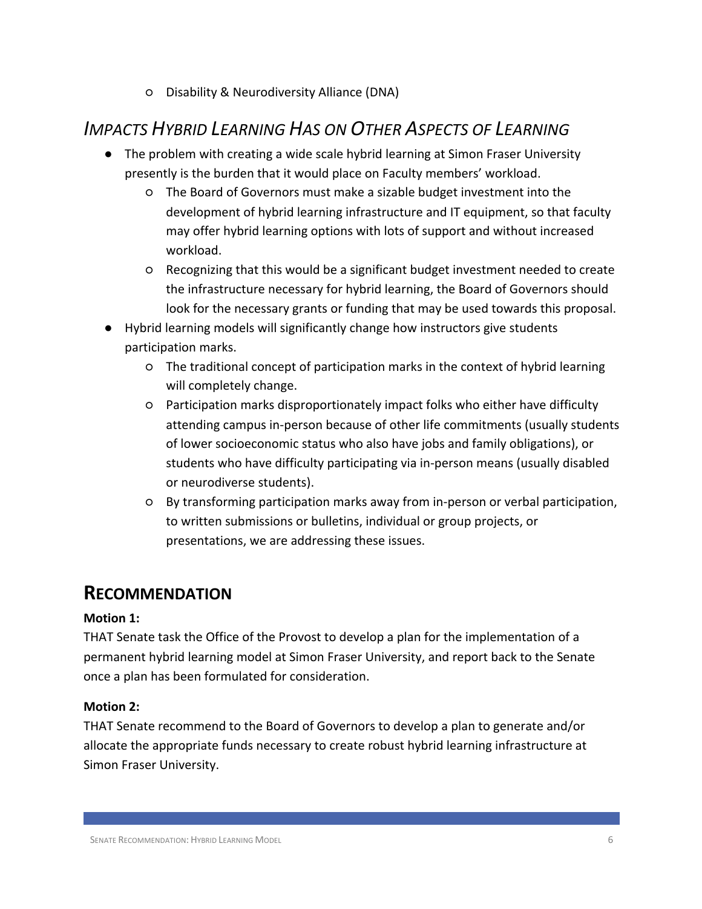- Disability & Neurodiversity Alliance (DNA)

## *Impacts Hybrid Learning Has on Other Aspects of Learning*

- The problem with creating a wide scale hybrid learning at Simon Fraser University presently is the burden that it would place on Faculty members' workload.
  - The Board of Governors must make a sizable budget investment into the development of hybrid learning infrastructure and IT equipment, so that faculty may offer hybrid learning options with lots of support and without increased workload.
  - Recognizing that this would be a significant budget investment needed to create the infrastructure necessary for hybrid learning, the Board of Governors should look for the necessary grants or funding that may be used towards this proposal.
- Hybrid learning models will significantly change how instructors give students participation marks.
  - The traditional concept of participation marks in the context of hybrid learning will completely change.
  - Participation marks disproportionately impact folks who either have difficulty attending campus in-person because of other life commitments (usually students of lower socioeconomic status who also have jobs and family obligations), or students who have difficulty participating via in-person means (usually disabled or neurodiverse students).
  - By transforming participation marks away from in-person or verbal participation, to written submissions or bulletins, individual or group projects, or presentations, we are addressing these issues.

# Recommendation

**Motion 1:**

THAT Senate task the Office of the Provost to develop a plan for the implementation of a permanent hybrid learning model at Simon Fraser University, and report back to the Senate once a plan has been formulated for consideration.

**Motion 2:**

THAT Senate recommend to the Board of Governors to develop a plan to generate and/or allocate the appropriate funds necessary to create robust hybrid learning infrastructure at Simon Fraser University.